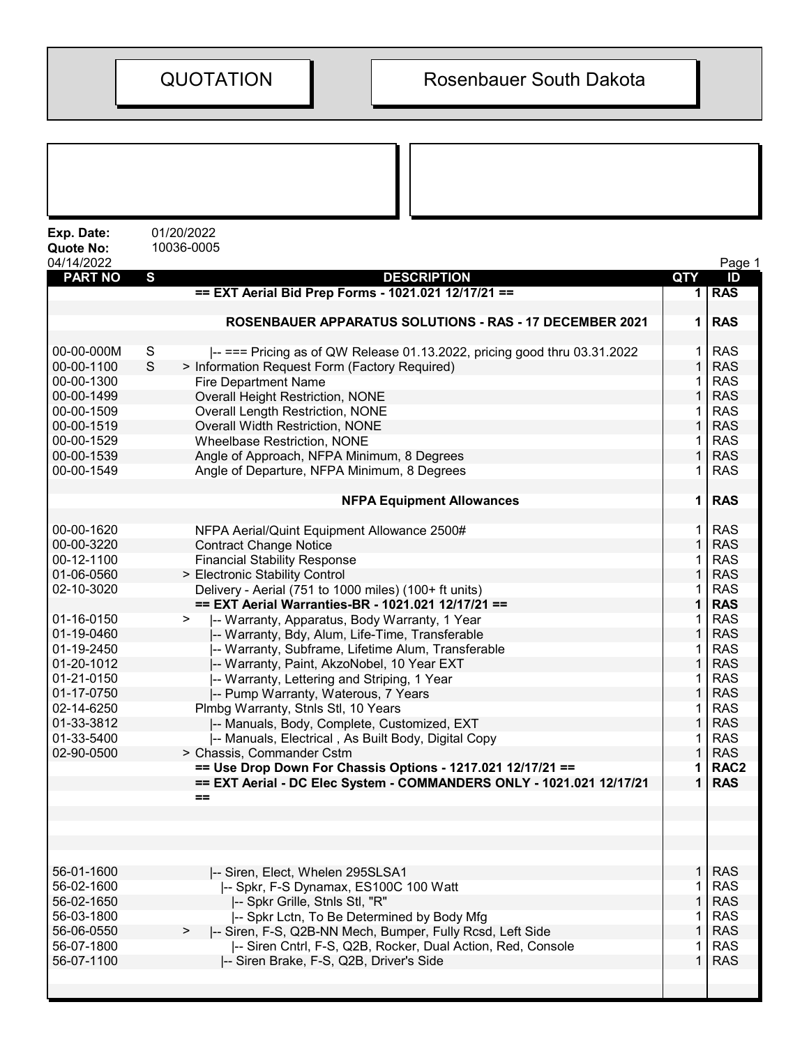# QUOTATION

# Rosenbauer South Dakota

**Exp. Date:** 01/20/2022
**Quote No:** 10036-0005
04/14/2022

| PART NO | S | DESCRIPTION | QTY | ID |
|---|---|---|---|---|
| | | **== EXT Aerial Bid Prep Forms - 1021.021 12/17/21 ==** | **1** | **RAS** |
| | | | | |
| | | **ROSENBAUER APPARATUS SOLUTIONS - RAS - 17 DECEMBER 2021** | **1** | **RAS** |
| | | | | |
| 00-00-000M | S | \|-- === Pricing as of QW Release 01.13.2022, pricing good thru 03.31.2022 | 1 | RAS |
| 00-00-1100 | S | > Information Request Form (Factory Required) | 1 | RAS |
| 00-00-1300 | | Fire Department Name | 1 | RAS |
| 00-00-1499 | | Overall Height Restriction, NONE | 1 | RAS |
| 00-00-1509 | | Overall Length Restriction, NONE | 1 | RAS |
| 00-00-1519 | | Overall Width Restriction, NONE | 1 | RAS |
| 00-00-1529 | | Wheelbase Restriction, NONE | 1 | RAS |
| 00-00-1539 | | Angle of Approach, NFPA Minimum, 8 Degrees | 1 | RAS |
| 00-00-1549 | | Angle of Departure, NFPA Minimum, 8 Degrees | 1 | RAS |
| | | | | |
| | | **NFPA Equipment Allowances** | **1** | **RAS** |
| | | | | |
| 00-00-1620 | | NFPA Aerial/Quint Equipment Allowance 2500# | 1 | RAS |
| 00-00-3220 | | Contract Change Notice | 1 | RAS |
| 00-12-1100 | | Financial Stability Response | 1 | RAS |
| 01-06-0560 | | > Electronic Stability Control | 1 | RAS |
| 02-10-3020 | | Delivery - Aerial (751 to 1000 miles) (100+ ft units) | 1 | RAS |
| | | **== EXT Aerial Warranties-BR - 1021.021 12/17/21 ==** | **1** | **RAS** |
| 01-16-0150 | | > \|-- Warranty, Apparatus, Body Warranty, 1 Year | 1 | RAS |
| 01-19-0460 | | \|-- Warranty, Bdy, Alum, Life-Time, Transferable | 1 | RAS |
| 01-19-2450 | | \|-- Warranty, Subframe, Lifetime Alum, Transferable | 1 | RAS |
| 01-20-1012 | | \|-- Warranty, Paint, AkzoNobel, 10 Year EXT | 1 | RAS |
| 01-21-0150 | | \|-- Warranty, Lettering and Striping, 1 Year | 1 | RAS |
| 01-17-0750 | | \|-- Pump Warranty, Waterous, 7 Years | 1 | RAS |
| 02-14-6250 | | Plmbg Warranty, Stnls Stl, 10 Years | 1 | RAS |
| 01-33-3812 | | \|-- Manuals, Body, Complete, Customized, EXT | 1 | RAS |
| 01-33-5400 | | \|-- Manuals, Electrical , As Built Body, Digital Copy | 1 | RAS |
| 02-90-0500 | | > Chassis, Commander Cstm | 1 | RAS |
| | | **== Use Drop Down For Chassis Options - 1217.021 12/17/21 ==** | **1** | **RAC2** |
| | | **== EXT Aerial - DC Elec System - COMMANDERS ONLY - 1021.021 12/17/21 ==** | **1** | **RAS** |
| | | | | |
| 56-01-1600 | | \|-- Siren, Elect, Whelen 295SLSA1 | 1 | RAS |
| 56-02-1600 | | \|-- Spkr, F-S Dynamax, ES100C 100 Watt | 1 | RAS |
| 56-02-1650 | | \|-- Spkr Grille, Stnls Stl, "R" | 1 | RAS |
| 56-03-1800 | | \|-- Spkr Lctn, To Be Determined by Body Mfg | 1 | RAS |
| 56-06-0550 | | > \|-- Siren, F-S, Q2B-NN Mech, Bumper, Fully Rcsd, Left Side | 1 | RAS |
| 56-07-1800 | | \|-- Siren Cntrl, F-S, Q2B, Rocker, Dual Action, Red, Console | 1 | RAS |
| 56-07-1100 | | \|-- Siren Brake, F-S, Q2B, Driver's Side | 1 | RAS |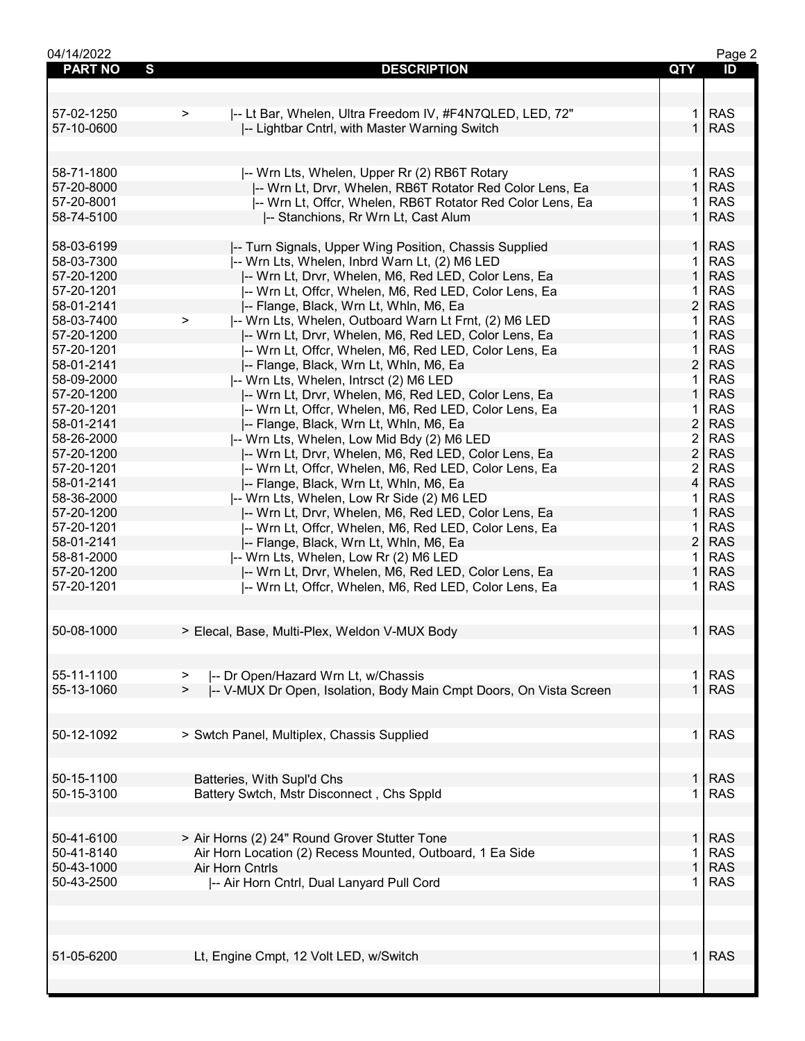| PART NO | S | DESCRIPTION | QTY | ID |
|---|---|---|---|---|
| 57-02-1250 | > | \|-- Lt Bar, Whelen, Ultra Freedom IV, #F4N7QLED, LED, 72" | 1 | RAS |
| 57-10-0600 | | \|-- Lightbar Cntrl, with Master Warning Switch | 1 | RAS |
| 58-71-1800 | | \|-- Wrn Lts, Whelen, Upper Rr (2) RB6T Rotary | 1 | RAS |
| 57-20-8000 | | \|-- Wrn Lt, Drvr, Whelen, RB6T Rotator Red Color Lens, Ea | 1 | RAS |
| 57-20-8001 | | \|-- Wrn Lt, Offcr, Whelen, RB6T Rotator Red Color Lens, Ea | 1 | RAS |
| 58-74-5100 | | \|-- Stanchions, Rr Wrn Lt, Cast Alum | 1 | RAS |
| 58-03-6199 | | \|-- Turn Signals, Upper Wing Position, Chassis Supplied | 1 | RAS |
| 58-03-7300 | | \|-- Wrn Lts, Whelen, Inbrd Warn Lt, (2) M6 LED | 1 | RAS |
| 57-20-1200 | | \|-- Wrn Lt, Drvr, Whelen, M6, Red LED, Color Lens, Ea | 1 | RAS |
| 57-20-1201 | | \|-- Wrn Lt, Offcr, Whelen, M6, Red LED, Color Lens, Ea | 1 | RAS |
| 58-01-2141 | | \|-- Flange, Black, Wrn Lt, Whln, M6, Ea | 2 | RAS |
| 58-03-7400 | > | \|-- Wrn Lts, Whelen, Outboard Warn Lt Frnt, (2) M6 LED | 1 | RAS |
| 57-20-1200 | | \|-- Wrn Lt, Drvr, Whelen, M6, Red LED, Color Lens, Ea | 1 | RAS |
| 57-20-1201 | | \|-- Wrn Lt, Offcr, Whelen, M6, Red LED, Color Lens, Ea | 1 | RAS |
| 58-01-2141 | | \|-- Flange, Black, Wrn Lt, Whln, M6, Ea | 2 | RAS |
| 58-09-2000 | | \|-- Wrn Lts, Whelen, Intrsct (2) M6 LED | 1 | RAS |
| 57-20-1200 | | \|-- Wrn Lt, Drvr, Whelen, M6, Red LED, Color Lens, Ea | 1 | RAS |
| 57-20-1201 | | \|-- Wrn Lt, Offcr, Whelen, M6, Red LED, Color Lens, Ea | 1 | RAS |
| 58-01-2141 | | \|-- Flange, Black, Wrn Lt, Whln, M6, Ea | 2 | RAS |
| 58-26-2000 | | \|-- Wrn Lts, Whelen, Low Mid Bdy (2) M6 LED | 2 | RAS |
| 57-20-1200 | | \|-- Wrn Lt, Drvr, Whelen, M6, Red LED, Color Lens, Ea | 2 | RAS |
| 57-20-1201 | | \|-- Wrn Lt, Offcr, Whelen, M6, Red LED, Color Lens, Ea | 2 | RAS |
| 58-01-2141 | | \|-- Flange, Black, Wrn Lt, Whln, M6, Ea | 4 | RAS |
| 58-36-2000 | | \|-- Wrn Lts, Whelen, Low Rr Side (2) M6 LED | 1 | RAS |
| 57-20-1200 | | \|-- Wrn Lt, Drvr, Whelen, M6, Red LED, Color Lens, Ea | 1 | RAS |
| 57-20-1201 | | \|-- Wrn Lt, Offcr, Whelen, M6, Red LED, Color Lens, Ea | 1 | RAS |
| 58-01-2141 | | \|-- Flange, Black, Wrn Lt, Whln, M6, Ea | 2 | RAS |
| 58-81-2000 | | \|-- Wrn Lts, Whelen, Low Rr (2) M6 LED | 1 | RAS |
| 57-20-1200 | | \|-- Wrn Lt, Drvr, Whelen, M6, Red LED, Color Lens, Ea | 1 | RAS |
| 57-20-1201 | | \|-- Wrn Lt, Offcr, Whelen, M6, Red LED, Color Lens, Ea | 1 | RAS |
| 50-08-1000 | | > Elecal, Base, Multi-Plex, Weldon V-MUX Body | 1 | RAS |
| 55-11-1100 | > | \|-- Dr Open/Hazard Wrn Lt, w/Chassis | 1 | RAS |
| 55-13-1060 | > | \|-- V-MUX Dr Open, Isolation, Body Main Cmpt Doors, On Vista Screen | 1 | RAS |
| 50-12-1092 | | > Swtch Panel, Multiplex, Chassis Supplied | 1 | RAS |
| 50-15-1100 | | Batteries, With Supl'd Chs | 1 | RAS |
| 50-15-3100 | | Battery Swtch, Mstr Disconnect , Chs Sppld | 1 | RAS |
| 50-41-6100 | | > Air Horns (2) 24" Round Grover Stutter Tone | 1 | RAS |
| 50-41-8140 | | Air Horn Location (2) Recess Mounted, Outboard, 1 Ea Side | 1 | RAS |
| 50-43-1000 | | Air Horn Cntrls | 1 | RAS |
| 50-43-2500 | | \|-- Air Horn Cntrl, Dual Lanyard Pull Cord | 1 | RAS |
| 51-05-6200 | | Lt, Engine Cmpt, 12 Volt LED, w/Switch | 1 | RAS |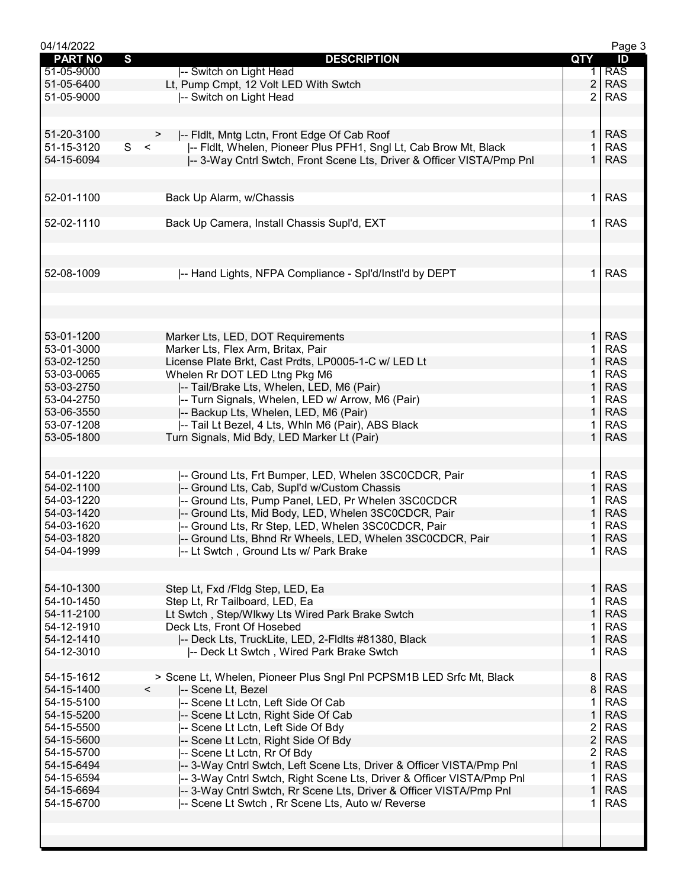| PART NO | S | DESCRIPTION | QTY | ID |
|---|---|---|---|---|
| 51-05-9000 | | \|-- Switch on Light Head | 1 | RAS |
| 51-05-6400 | | Lt, Pump Cmpt, 12 Volt LED With Swtch | 2 | RAS |
| 51-05-9000 | | \|-- Switch on Light Head | 2 | RAS |
| | | | | |
| 51-20-3100 | > | \|-- Fldlt, Mntg Lctn, Front Edge Of Cab Roof | 1 | RAS |
| 51-15-3120 | S < | \|-- Fldlt, Whelen, Pioneer Plus PFH1, Sngl Lt, Cab Brow Mt, Black | 1 | RAS |
| 54-15-6094 | | \|-- 3-Way Cntrl Swtch, Front Scene Lts, Driver & Officer VISTA/Pmp Pnl | 1 | RAS |
| | | | | |
| 52-01-1100 | | Back Up Alarm, w/Chassis | 1 | RAS |
| | | | | |
| 52-02-1110 | | Back Up Camera, Install Chassis Supl'd, EXT | 1 | RAS |
| | | | | |
| 52-08-1009 | | \|-- Hand Lights, NFPA Compliance - Spl'd/Instl'd by DEPT | 1 | RAS |
| | | | | |
| 53-01-1200 | | Marker Lts, LED, DOT Requirements | 1 | RAS |
| 53-01-3000 | | Marker Lts, Flex Arm, Britax, Pair | 1 | RAS |
| 53-02-1250 | | License Plate Brkt, Cast Prdts, LP0005-1-C w/ LED Lt | 1 | RAS |
| 53-03-0065 | | Whelen Rr DOT LED Ltng Pkg M6 | 1 | RAS |
| 53-03-2750 | | \|-- Tail/Brake Lts, Whelen, LED, M6 (Pair) | 1 | RAS |
| 53-04-2750 | | \|-- Turn Signals, Whelen, LED w/ Arrow, M6 (Pair) | 1 | RAS |
| 53-06-3550 | | \|-- Backup Lts, Whelen, LED, M6 (Pair) | 1 | RAS |
| 53-07-1208 | | \|-- Tail Lt Bezel, 4 Lts, Whln M6 (Pair), ABS Black | 1 | RAS |
| 53-05-1800 | | Turn Signals, Mid Bdy, LED Marker Lt (Pair) | 1 | RAS |
| | | | | |
| 54-01-1220 | | \|-- Ground Lts, Frt Bumper, LED, Whelen 3SC0CDCR, Pair | 1 | RAS |
| 54-02-1100 | | \|-- Ground Lts, Cab, Supl'd w/Custom Chassis | 1 | RAS |
| 54-03-1220 | | \|-- Ground Lts, Pump Panel, LED, Pr Whelen 3SC0CDCR | 1 | RAS |
| 54-03-1420 | | \|-- Ground Lts, Mid Body, LED, Whelen 3SC0CDCR, Pair | 1 | RAS |
| 54-03-1620 | | \|-- Ground Lts, Rr Step, LED, Whelen 3SC0CDCR, Pair | 1 | RAS |
| 54-03-1820 | | \|-- Ground Lts, Bhnd Rr Wheels, LED, Whelen 3SC0CDCR, Pair | 1 | RAS |
| 54-04-1999 | | \|-- Lt Swtch , Ground Lts w/ Park Brake | 1 | RAS |
| | | | | |
| 54-10-1300 | | Step Lt, Fxd /Fldg Step, LED, Ea | 1 | RAS |
| 54-10-1450 | | Step Lt, Rr Tailboard, LED, Ea | 1 | RAS |
| 54-11-2100 | | Lt Swtch , Step/Wlkwy Lts Wired Park Brake Swtch | 1 | RAS |
| 54-12-1910 | | Deck Lts, Front Of Hosebed | 1 | RAS |
| 54-12-1410 | | \|-- Deck Lts, TruckLite, LED, 2-Fldlts #81380, Black | 1 | RAS |
| 54-12-3010 | | \|-- Deck Lt Swtch , Wired Park Brake Swtch | 1 | RAS |
| | | | | |
| 54-15-1612 | | > Scene Lt, Whelen, Pioneer Plus Sngl Pnl PCPSM1B LED Srfc Mt, Black | 8 | RAS |
| 54-15-1400 | < | \|-- Scene Lt, Bezel | 8 | RAS |
| 54-15-5100 | | \|-- Scene Lt Lctn, Left Side Of Cab | 1 | RAS |
| 54-15-5200 | | \|-- Scene Lt Lctn, Right Side Of Cab | 1 | RAS |
| 54-15-5500 | | \|-- Scene Lt Lctn, Left Side Of Bdy | 2 | RAS |
| 54-15-5600 | | \|-- Scene Lt Lctn, Right Side Of Bdy | 2 | RAS |
| 54-15-5700 | | \|-- Scene Lt Lctn, Rr Of Bdy | 2 | RAS |
| 54-15-6494 | | \|-- 3-Way Cntrl Swtch, Left Scene Lts, Driver & Officer VISTA/Pmp Pnl | 1 | RAS |
| 54-15-6594 | | \|-- 3-Way Cntrl Swtch, Right Scene Lts, Driver & Officer VISTA/Pmp Pnl | 1 | RAS |
| 54-15-6694 | | \|-- 3-Way Cntrl Swtch, Rr Scene Lts, Driver & Officer VISTA/Pmp Pnl | 1 | RAS |
| 54-15-6700 | | \|-- Scene Lt Swtch , Rr Scene Lts, Auto w/ Reverse | 1 | RAS |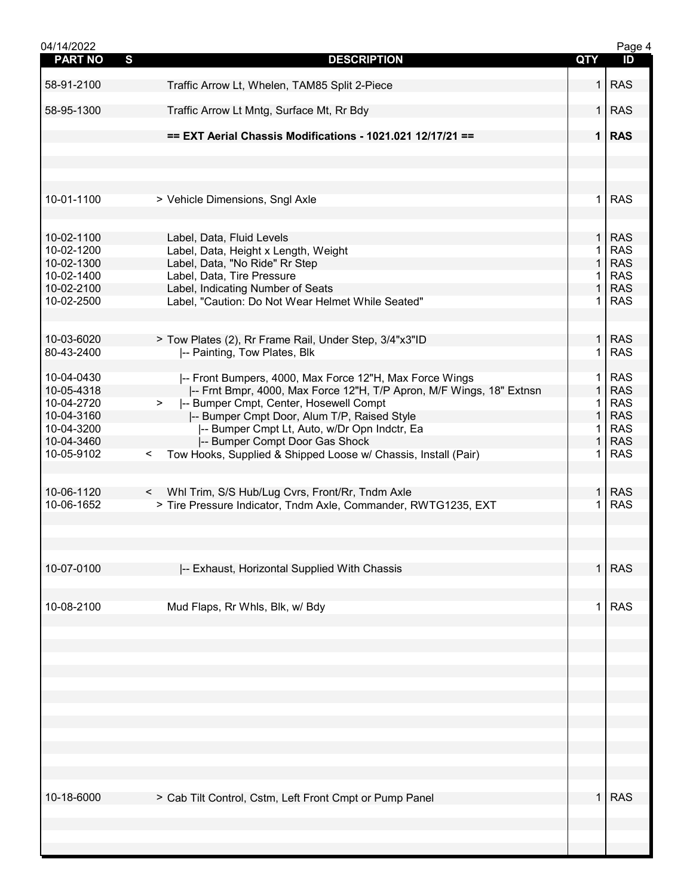| PART NO | S | DESCRIPTION | QTY | ID |
|---|---|---|---|---|
| 58-91-2100 | | Traffic Arrow Lt, Whelen, TAM85 Split 2-Piece | 1 | RAS |
| 58-95-1300 | | Traffic Arrow Lt Mntg, Surface Mt, Rr Bdy | 1 | RAS |
| | | **== EXT Aerial Chassis Modifications - 1021.021 12/17/21 ==** | **1** | **RAS** |
| 10-01-1100 | | > Vehicle Dimensions, Sngl Axle | 1 | RAS |
| 10-02-1100 | | Label, Data, Fluid Levels | 1 | RAS |
| 10-02-1200 | | Label, Data, Height x Length, Weight | 1 | RAS |
| 10-02-1300 | | Label, Data, "No Ride" Rr Step | 1 | RAS |
| 10-02-1400 | | Label, Data, Tire Pressure | 1 | RAS |
| 10-02-2100 | | Label, Indicating Number of Seats | 1 | RAS |
| 10-02-2500 | | Label, "Caution: Do Not Wear Helmet While Seated" | 1 | RAS |
| 10-03-6020 | | > Tow Plates (2), Rr Frame Rail, Under Step, 3/4"x3"ID | 1 | RAS |
| 80-43-2400 | | \|-- Painting, Tow Plates, Blk | 1 | RAS |
| 10-04-0430 | | \|-- Front Bumpers, 4000, Max Force 12"H, Max Force Wings | 1 | RAS |
| 10-05-4318 | | \|-- Frnt Bmpr, 4000, Max Force 12"H, T/P Apron, M/F Wings, 18" Extnsn | 1 | RAS |
| 10-04-2720 | > | \|-- Bumper Cmpt, Center, Hosewell Compt | 1 | RAS |
| 10-04-3160 | | \|-- Bumper Cmpt Door, Alum T/P, Raised Style | 1 | RAS |
| 10-04-3200 | | \|-- Bumper Cmpt Lt, Auto, w/Dr Opn Indctr, Ea | 1 | RAS |
| 10-04-3460 | | \|-- Bumper Compt Door Gas Shock | 1 | RAS |
| 10-05-9102 | < | Tow Hooks, Supplied & Shipped Loose w/ Chassis, Install (Pair) | 1 | RAS |
| 10-06-1120 | < | Whl Trim, S/S Hub/Lug Cvrs, Front/Rr, Tndm Axle | 1 | RAS |
| 10-06-1652 | | > Tire Pressure Indicator, Tndm Axle, Commander, RWTG1235, EXT | 1 | RAS |
| 10-07-0100 | | \|-- Exhaust, Horizontal Supplied With Chassis | 1 | RAS |
| 10-08-2100 | | Mud Flaps, Rr Whls, Blk, w/ Bdy | 1 | RAS |
| 10-18-6000 | | > Cab Tilt Control, Cstm, Left Front Cmpt or Pump Panel | 1 | RAS |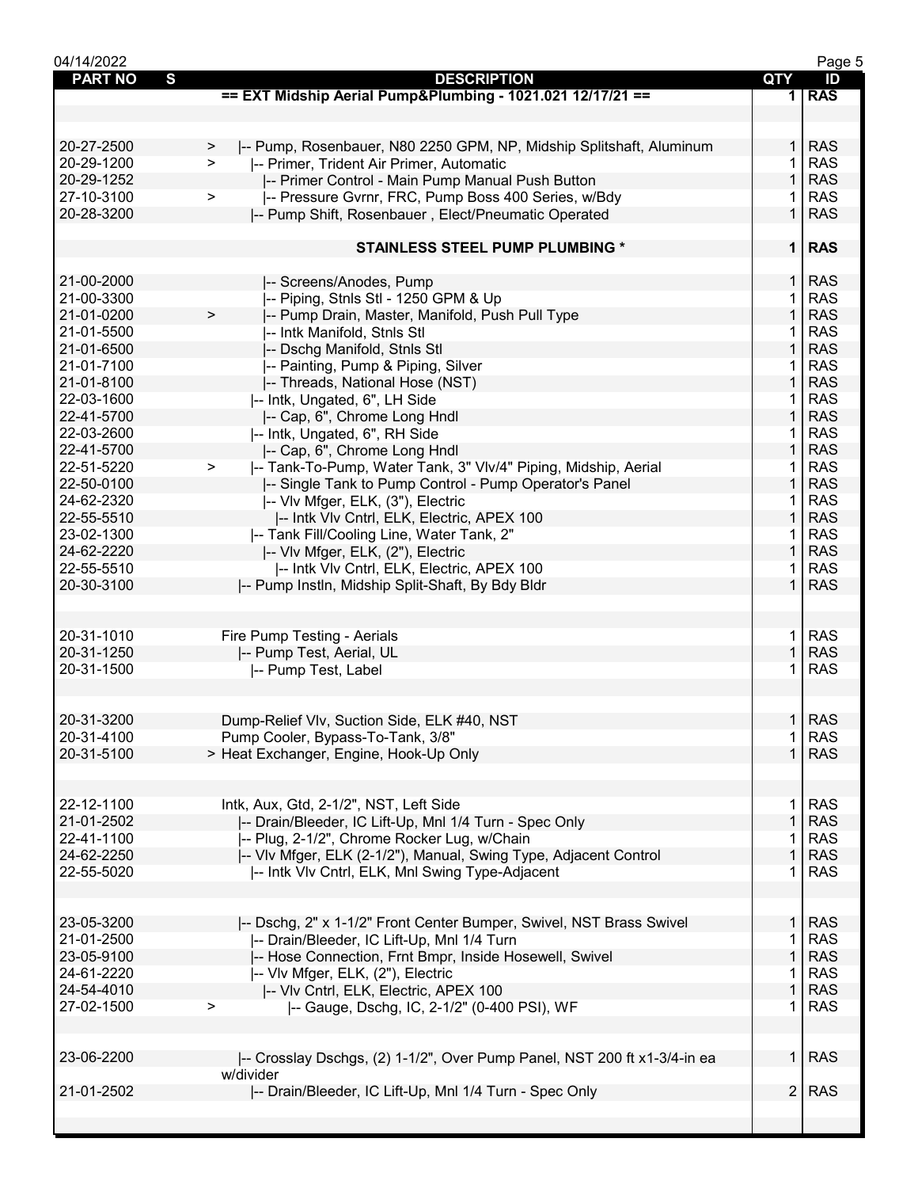| PART NO | S | DESCRIPTION | QTY | ID |
|---|---|---|---|---|
| | | == EXT Midship Aerial Pump&Plumbing - 1021.021 12/17/21 == | 1 | RAS |
| | | | | |
| 20-27-2500 | > | \|-- Pump, Rosenbauer, N80 2250 GPM, NP, Midship Splitshaft, Aluminum | 1 | RAS |
| 20-29-1200 | > | \|-- Primer, Trident Air Primer, Automatic | 1 | RAS |
| 20-29-1252 | | \|-- Primer Control - Main Pump Manual Push Button | 1 | RAS |
| 27-10-3100 | > | \|-- Pressure Gvrnr, FRC, Pump Boss 400 Series, w/Bdy | 1 | RAS |
| 20-28-3200 | | \|-- Pump Shift, Rosenbauer , Elect/Pneumatic Operated | 1 | RAS |
| | | **STAINLESS STEEL PUMP PLUMBING *** | 1 | RAS |
| 21-00-2000 | | \|-- Screens/Anodes, Pump | 1 | RAS |
| 21-00-3300 | | \|-- Piping, Stnls Stl - 1250 GPM & Up | 1 | RAS |
| 21-01-0200 | > | \|-- Pump Drain, Master, Manifold, Push Pull Type | 1 | RAS |
| 21-01-5500 | | \|-- Intk Manifold, Stnls Stl | 1 | RAS |
| 21-01-6500 | | \|-- Dschg Manifold, Stnls Stl | 1 | RAS |
| 21-01-7100 | | \|-- Painting, Pump & Piping, Silver | 1 | RAS |
| 21-01-8100 | | \|-- Threads, National Hose (NST) | 1 | RAS |
| 22-03-1600 | | \|-- Intk, Ungated, 6", LH Side | 1 | RAS |
| 22-41-5700 | | \|-- Cap, 6", Chrome Long Hndl | 1 | RAS |
| 22-03-2600 | | \|-- Intk, Ungated, 6", RH Side | 1 | RAS |
| 22-41-5700 | | \|-- Cap, 6", Chrome Long Hndl | 1 | RAS |
| 22-51-5220 | > | \|-- Tank-To-Pump, Water Tank, 3" Vlv/4" Piping, Midship, Aerial | 1 | RAS |
| 22-50-0100 | | \|-- Single Tank to Pump Control - Pump Operator's Panel | 1 | RAS |
| 24-62-2320 | | \|-- Vlv Mfger, ELK, (3"), Electric | 1 | RAS |
| 22-55-5510 | | \|-- Intk Vlv Cntrl, ELK, Electric, APEX 100 | 1 | RAS |
| 23-02-1300 | | \|-- Tank Fill/Cooling Line, Water Tank, 2" | 1 | RAS |
| 24-62-2220 | | \|-- Vlv Mfger, ELK, (2"), Electric | 1 | RAS |
| 22-55-5510 | | \|-- Intk Vlv Cntrl, ELK, Electric, APEX 100 | 1 | RAS |
| 20-30-3100 | | \|-- Pump Instln, Midship Split-Shaft, By Bdy Bldr | 1 | RAS |
| | | | | |
| 20-31-1010 | | Fire Pump Testing - Aerials | 1 | RAS |
| 20-31-1250 | | \|-- Pump Test, Aerial, UL | 1 | RAS |
| 20-31-1500 | | \|-- Pump Test, Label | 1 | RAS |
| | | | | |
| 20-31-3200 | | Dump-Relief Vlv, Suction Side, ELK #40, NST | 1 | RAS |
| 20-31-4100 | | Pump Cooler, Bypass-To-Tank, 3/8" | 1 | RAS |
| 20-31-5100 | | > Heat Exchanger, Engine, Hook-Up Only | 1 | RAS |
| | | | | |
| 22-12-1100 | | Intk, Aux, Gtd, 2-1/2", NST, Left Side | 1 | RAS |
| 21-01-2502 | | \|-- Drain/Bleeder, IC Lift-Up, Mnl 1/4 Turn - Spec Only | 1 | RAS |
| 22-41-1100 | | \|-- Plug, 2-1/2", Chrome Rocker Lug, w/Chain | 1 | RAS |
| 24-62-2250 | | \|-- Vlv Mfger, ELK (2-1/2"), Manual, Swing Type, Adjacent Control | 1 | RAS |
| 22-55-5020 | | \|-- Intk Vlv Cntrl, ELK, Mnl Swing Type-Adjacent | 1 | RAS |
| | | | | |
| 23-05-3200 | | \|-- Dschg, 2" x 1-1/2" Front Center Bumper, Swivel, NST Brass Swivel | 1 | RAS |
| 21-01-2500 | | \|-- Drain/Bleeder, IC Lift-Up, Mnl 1/4 Turn | 1 | RAS |
| 23-05-9100 | | \|-- Hose Connection, Frnt Bmpr, Inside Hosewell, Swivel | 1 | RAS |
| 24-61-2220 | | \|-- Vlv Mfger, ELK, (2"), Electric | 1 | RAS |
| 24-54-4010 | | \|-- Vlv Cntrl, ELK, Electric, APEX 100 | 1 | RAS |
| 27-02-1500 | > | \|-- Gauge, Dschg, IC, 2-1/2" (0-400 PSI), WF | 1 | RAS |
| | | | | |
| 23-06-2200 | | \|-- Crosslay Dschgs, (2) 1-1/2", Over Pump Panel, NST 200 ft x1-3/4-in ea w/divider | 1 | RAS |
| 21-01-2502 | | \|-- Drain/Bleeder, IC Lift-Up, Mnl 1/4 Turn - Spec Only | 2 | RAS |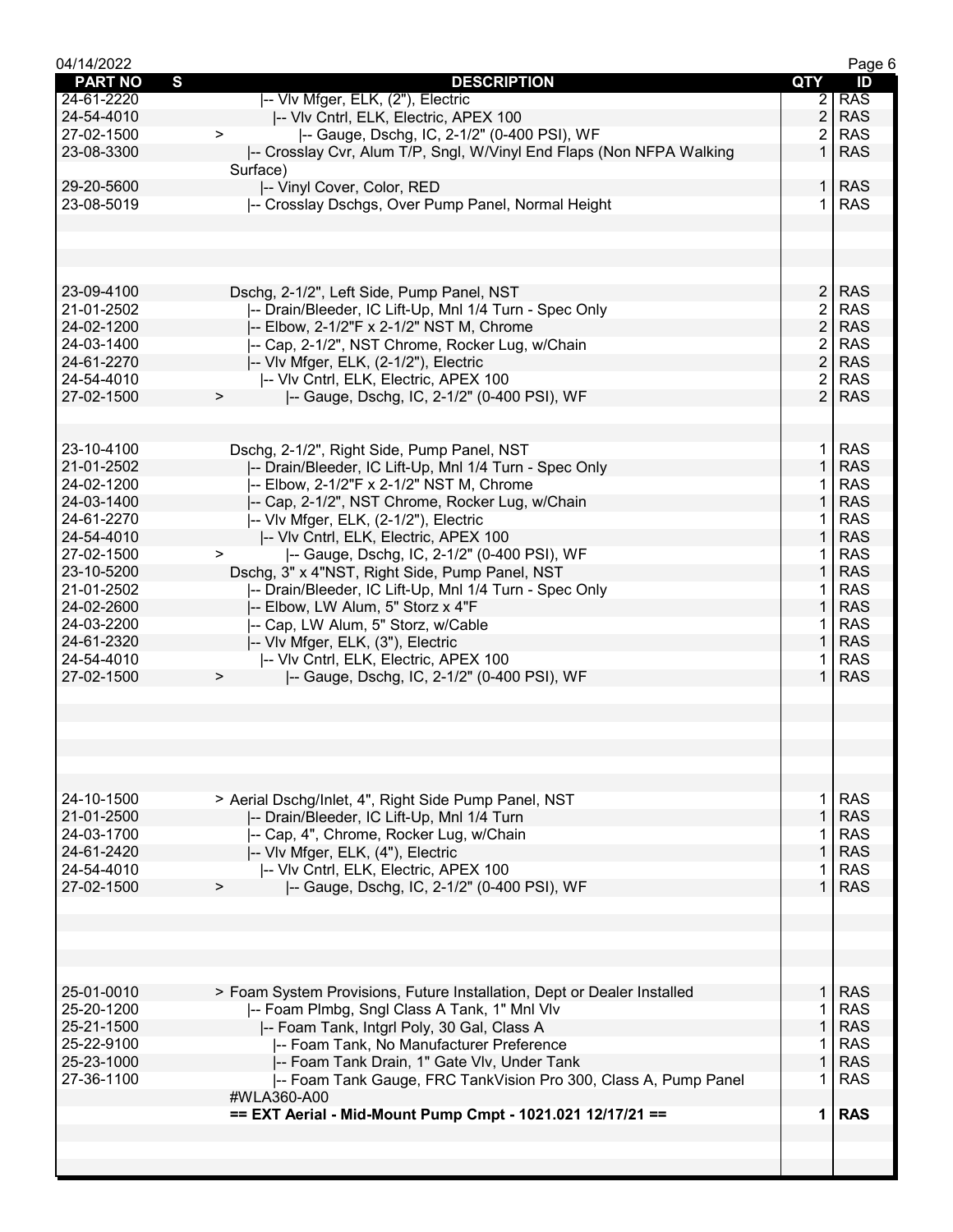| PART NO | S | DESCRIPTION | QTY | ID |
|---|---|---|---|---|
| 24-61-2220 | | \|-- Vlv Mfger, ELK, (2"), Electric | 2 | RAS |
| 24-54-4010 | | \|-- Vlv Cntrl, ELK, Electric, APEX 100 | 2 | RAS |
| 27-02-1500 | > | \|-- Gauge, Dschg, IC, 2-1/2" (0-400 PSI), WF | 2 | RAS |
| 23-08-3300 | | \|-- Crosslay Cvr, Alum T/P, Sngl, W/Vinyl End Flaps (Non NFPA Walking Surface) | 1 | RAS |
| 29-20-5600 | | \|-- Vinyl Cover, Color, RED | 1 | RAS |
| 23-08-5019 | | \|-- Crosslay Dschgs, Over Pump Panel, Normal Height | 1 | RAS |
| | | | | |
| 23-09-4100 | | Dschg, 2-1/2", Left Side, Pump Panel, NST | 2 | RAS |
| 21-01-2502 | | \|-- Drain/Bleeder, IC Lift-Up, Mnl 1/4 Turn - Spec Only | 2 | RAS |
| 24-02-1200 | | \|-- Elbow, 2-1/2"F x 2-1/2" NST M, Chrome | 2 | RAS |
| 24-03-1400 | | \|-- Cap, 2-1/2", NST Chrome, Rocker Lug, w/Chain | 2 | RAS |
| 24-61-2270 | | \|-- Vlv Mfger, ELK, (2-1/2"), Electric | 2 | RAS |
| 24-54-4010 | | \|-- Vlv Cntrl, ELK, Electric, APEX 100 | 2 | RAS |
| 27-02-1500 | > | \|-- Gauge, Dschg, IC, 2-1/2" (0-400 PSI), WF | 2 | RAS |
| | | | | |
| 23-10-4100 | | Dschg, 2-1/2", Right Side, Pump Panel, NST | 1 | RAS |
| 21-01-2502 | | \|-- Drain/Bleeder, IC Lift-Up, Mnl 1/4 Turn - Spec Only | 1 | RAS |
| 24-02-1200 | | \|-- Elbow, 2-1/2"F x 2-1/2" NST M, Chrome | 1 | RAS |
| 24-03-1400 | | \|-- Cap, 2-1/2", NST Chrome, Rocker Lug, w/Chain | 1 | RAS |
| 24-61-2270 | | \|-- Vlv Mfger, ELK, (2-1/2"), Electric | 1 | RAS |
| 24-54-4010 | | \|-- Vlv Cntrl, ELK, Electric, APEX 100 | 1 | RAS |
| 27-02-1500 | > | \|-- Gauge, Dschg, IC, 2-1/2" (0-400 PSI), WF | 1 | RAS |
| 23-10-5200 | | Dschg, 3" x 4"NST, Right Side, Pump Panel, NST | 1 | RAS |
| 21-01-2502 | | \|-- Drain/Bleeder, IC Lift-Up, Mnl 1/4 Turn - Spec Only | 1 | RAS |
| 24-02-2600 | | \|-- Elbow, LW Alum, 5" Storz x 4"F | 1 | RAS |
| 24-03-2200 | | \|-- Cap, LW Alum, 5" Storz, w/Cable | 1 | RAS |
| 24-61-2320 | | \|-- Vlv Mfger, ELK, (3"), Electric | 1 | RAS |
| 24-54-4010 | | \|-- Vlv Cntrl, ELK, Electric, APEX 100 | 1 | RAS |
| 27-02-1500 | > | \|-- Gauge, Dschg, IC, 2-1/2" (0-400 PSI), WF | 1 | RAS |
| | | | | |
| 24-10-1500 | | > Aerial Dschg/Inlet, 4", Right Side Pump Panel, NST | 1 | RAS |
| 21-01-2500 | | \|-- Drain/Bleeder, IC Lift-Up, Mnl 1/4 Turn | 1 | RAS |
| 24-03-1700 | | \|-- Cap, 4", Chrome, Rocker Lug, w/Chain | 1 | RAS |
| 24-61-2420 | | \|-- Vlv Mfger, ELK, (4"), Electric | 1 | RAS |
| 24-54-4010 | | \|-- Vlv Cntrl, ELK, Electric, APEX 100 | 1 | RAS |
| 27-02-1500 | > | \|-- Gauge, Dschg, IC, 2-1/2" (0-400 PSI), WF | 1 | RAS |
| | | | | |
| 25-01-0010 | | > Foam System Provisions, Future Installation, Dept or Dealer Installed | 1 | RAS |
| 25-20-1200 | | \|-- Foam Plmbg, Sngl Class A Tank, 1" Mnl Vlv | 1 | RAS |
| 25-21-1500 | | \|-- Foam Tank, Intgrl Poly, 30 Gal, Class A | 1 | RAS |
| 25-22-9100 | | \|-- Foam Tank, No Manufacturer Preference | 1 | RAS |
| 25-23-1000 | | \|-- Foam Tank Drain, 1" Gate Vlv, Under Tank | 1 | RAS |
| 27-36-1100 | | \|-- Foam Tank Gauge, FRC TankVision Pro 300, Class A, Pump Panel #WLA360-A00 | 1 | RAS |
| | | **== EXT Aerial - Mid-Mount Pump Cmpt - 1021.021 12/17/21 ==** | **1** | **RAS** |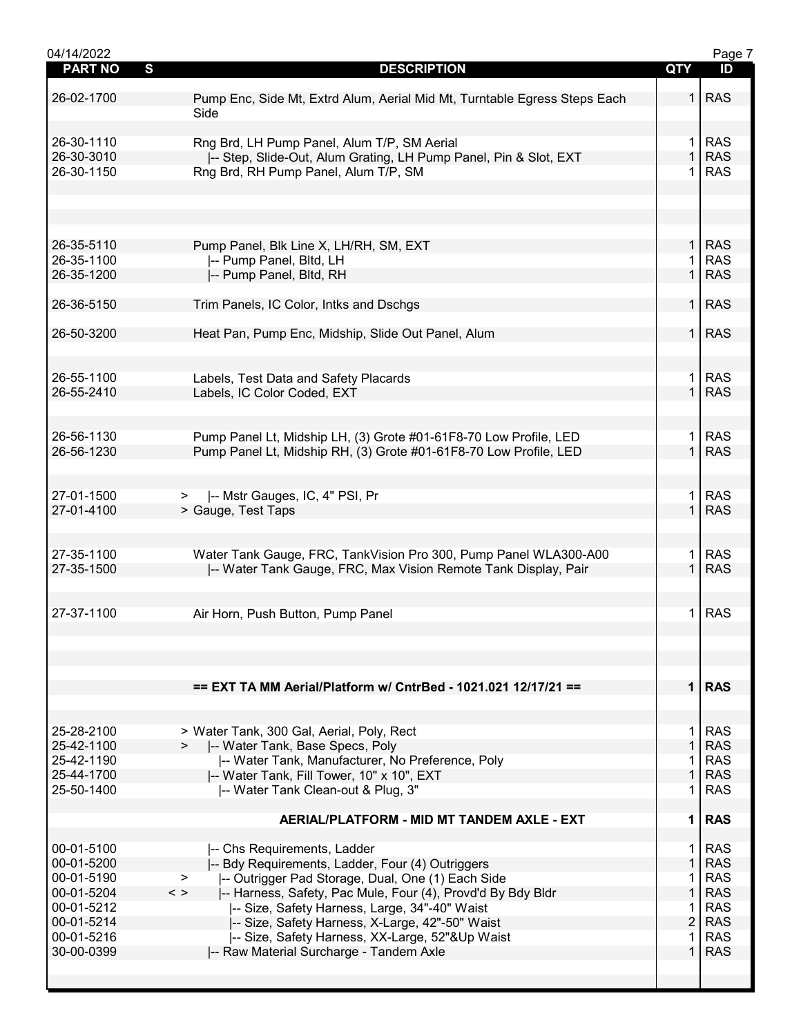| PART NO | S | DESCRIPTION | QTY | ID |
|---|---|---|---|---|
| 26-02-1700 | | Pump Enc, Side Mt, Extrd Alum, Aerial Mid Mt, Turntable Egress Steps Each Side | 1 | RAS |
| 26-30-1110 | | Rng Brd, LH Pump Panel, Alum T/P, SM Aerial | 1 | RAS |
| 26-30-3010 | | \|-- Step, Slide-Out, Alum Grating, LH Pump Panel, Pin & Slot, EXT | 1 | RAS |
| 26-30-1150 | | Rng Brd, RH Pump Panel, Alum T/P, SM | 1 | RAS |
| 26-35-5110 | | Pump Panel, Blk Line X, LH/RH, SM, EXT | 1 | RAS |
| 26-35-1100 | | \|-- Pump Panel, Bltd, LH | 1 | RAS |
| 26-35-1200 | | \|-- Pump Panel, Bltd, RH | 1 | RAS |
| 26-36-5150 | | Trim Panels, IC Color, Intks and Dschgs | 1 | RAS |
| 26-50-3200 | | Heat Pan, Pump Enc, Midship, Slide Out Panel, Alum | 1 | RAS |
| 26-55-1100 | | Labels, Test Data and Safety Placards | 1 | RAS |
| 26-55-2410 | | Labels, IC Color Coded, EXT | 1 | RAS |
| 26-56-1130 | | Pump Panel Lt, Midship LH, (3) Grote #01-61F8-70 Low Profile, LED | 1 | RAS |
| 26-56-1230 | | Pump Panel Lt, Midship RH, (3) Grote #01-61F8-70 Low Profile, LED | 1 | RAS |
| 27-01-1500 | > | \|-- Mstr Gauges, IC, 4" PSI, Pr | 1 | RAS |
| 27-01-4100 | | > Gauge, Test Taps | 1 | RAS |
| 27-35-1100 | | Water Tank Gauge, FRC, TankVision Pro 300, Pump Panel WLA300-A00 | 1 | RAS |
| 27-35-1500 | | \|-- Water Tank Gauge, FRC, Max Vision Remote Tank Display, Pair | 1 | RAS |
| 27-37-1100 | | Air Horn, Push Button, Pump Panel | 1 | RAS |
| | | **== EXT TA MM Aerial/Platform w/ CntrBed - 1021.021 12/17/21 ==** | **1** | **RAS** |
| 25-28-2100 | | > Water Tank, 300 Gal, Aerial, Poly, Rect | 1 | RAS |
| 25-42-1100 | > | \|-- Water Tank, Base Specs, Poly | 1 | RAS |
| 25-42-1190 | | \|-- Water Tank, Manufacturer, No Preference, Poly | 1 | RAS |
| 25-44-1700 | | \|-- Water Tank, Fill Tower, 10" x 10", EXT | 1 | RAS |
| 25-50-1400 | | \|-- Water Tank Clean-out & Plug, 3" | 1 | RAS |
| | | **AERIAL/PLATFORM - MID MT TANDEM AXLE - EXT** | **1** | **RAS** |
| 00-01-5100 | | \|-- Chs Requirements, Ladder | 1 | RAS |
| 00-01-5200 | | \|-- Bdy Requirements, Ladder, Four (4) Outriggers | 1 | RAS |
| 00-01-5190 | > | \|-- Outrigger Pad Storage, Dual, One (1) Each Side | 1 | RAS |
| 00-01-5204 | < > | \|-- Harness, Safety, Pac Mule, Four (4), Provd'd By Bdy Bldr | 1 | RAS |
| 00-01-5212 | | \|-- Size, Safety Harness, Large, 34"-40" Waist | 1 | RAS |
| 00-01-5214 | | \|-- Size, Safety Harness, X-Large, 42"-50" Waist | 2 | RAS |
| 00-01-5216 | | \|-- Size, Safety Harness, XX-Large, 52"&Up Waist | 1 | RAS |
| 30-00-0399 | | \|-- Raw Material Surcharge - Tandem Axle | 1 | RAS |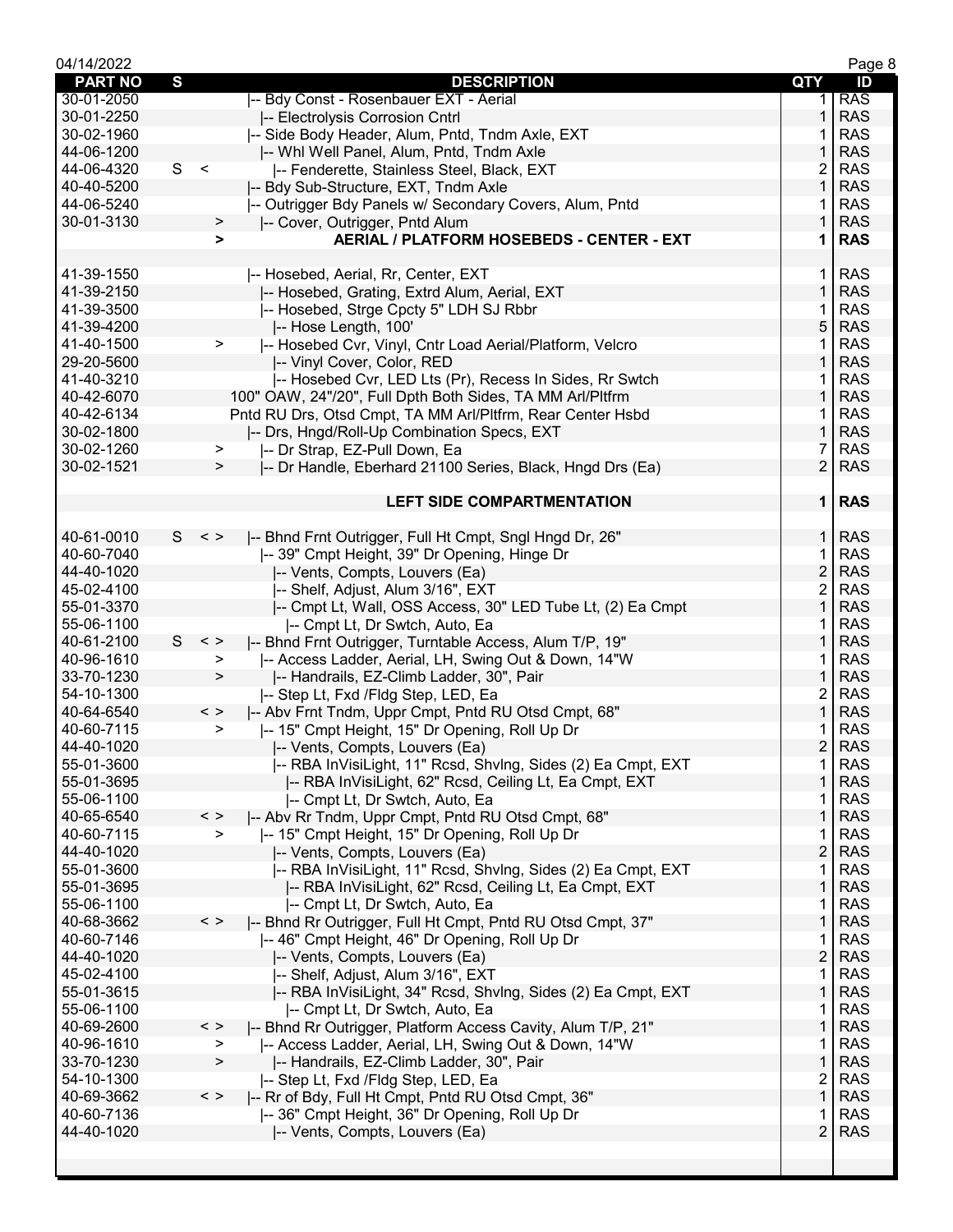| PART NO | S | | DESCRIPTION | QTY | ID |
|---|---|---|---|---|---|
| 30-01-2050 | | | \|-- Bdy Const - Rosenbauer EXT - Aerial | 1 | RAS |
| 30-01-2250 | | | \|-- Electrolysis Corrosion Cntrl | 1 | RAS |
| 30-02-1960 | | | \|-- Side Body Header, Alum, Pntd, Tndm Axle, EXT | 1 | RAS |
| 44-06-1200 | | | \|-- Whl Well Panel, Alum, Pntd, Tndm Axle | 1 | RAS |
| 44-06-4320 | S | < | \|-- Fenderette, Stainless Steel, Black, EXT | 2 | RAS |
| 40-40-5200 | | | \|-- Bdy Sub-Structure, EXT, Tndm Axle | 1 | RAS |
| 44-06-5240 | | | \|-- Outrigger Bdy Panels w/ Secondary Covers, Alum, Pntd | 1 | RAS |
| 30-01-3130 | | > | \|-- Cover, Outrigger, Pntd Alum | 1 | RAS |
| | | **>** | **AERIAL / PLATFORM HOSEBEDS - CENTER - EXT** | **1** | **RAS** |
| | | | | | |
| 41-39-1550 | | | \|-- Hosebed, Aerial, Rr, Center, EXT | 1 | RAS |
| 41-39-2150 | | | \|-- Hosebed, Grating, Extrd Alum, Aerial, EXT | 1 | RAS |
| 41-39-3500 | | | \|-- Hosebed, Strge Cpcty 5" LDH SJ Rbbr | 1 | RAS |
| 41-39-4200 | | | \|-- Hose Length, 100' | 5 | RAS |
| 41-40-1500 | | > | \|-- Hosebed Cvr, Vinyl, Cntr Load Aerial/Platform, Velcro | 1 | RAS |
| 29-20-5600 | | | \|-- Vinyl Cover, Color, RED | 1 | RAS |
| 41-40-3210 | | | \|-- Hosebed Cvr, LED Lts (Pr), Recess In Sides, Rr Swtch | 1 | RAS |
| 40-42-6070 | | | 100" OAW, 24"/20", Full Dpth Both Sides, TA MM Arl/Pltfrm | 1 | RAS |
| 40-42-6134 | | | Pntd RU Drs, Otsd Cmpt, TA MM Arl/Pltfrm, Rear Center Hsbd | 1 | RAS |
| 30-02-1800 | | | \|-- Drs, Hngd/Roll-Up Combination Specs, EXT | 1 | RAS |
| 30-02-1260 | | > | \|-- Dr Strap, EZ-Pull Down, Ea | 7 | RAS |
| 30-02-1521 | | > | \|-- Dr Handle, Eberhard 21100 Series, Black, Hngd Drs (Ea) | 2 | RAS |
| | | | | | |
| | | | **LEFT SIDE COMPARTMENTATION** | **1** | **RAS** |
| | | | | | |
| 40-61-0010 | S | < > | \|-- Bhnd Frnt Outrigger, Full Ht Cmpt, Sngl Hngd Dr, 26" | 1 | RAS |
| 40-60-7040 | | | \|-- 39" Cmpt Height, 39" Dr Opening, Hinge Dr | 1 | RAS |
| 44-40-1020 | | | \|-- Vents, Compts, Louvers (Ea) | 2 | RAS |
| 45-02-4100 | | | \|-- Shelf, Adjust, Alum 3/16", EXT | 2 | RAS |
| 55-01-3370 | | | \|-- Cmpt Lt, Wall, OSS Access, 30" LED Tube Lt, (2) Ea Cmpt | 1 | RAS |
| 55-06-1100 | | | \|-- Cmpt Lt, Dr Swtch, Auto, Ea | 1 | RAS |
| 40-61-2100 | S | < > | \|-- Bhnd Frnt Outrigger, Turntable Access, Alum T/P, 19" | 1 | RAS |
| 40-96-1610 | | > | \|-- Access Ladder, Aerial, LH, Swing Out & Down, 14"W | 1 | RAS |
| 33-70-1230 | | > | \|-- Handrails, EZ-Climb Ladder, 30", Pair | 1 | RAS |
| 54-10-1300 | | | \|-- Step Lt, Fxd /Fldg Step, LED, Ea | 2 | RAS |
| 40-64-6540 | | < > | \|-- Abv Frnt Tndm, Uppr Cmpt, Pntd RU Otsd Cmpt, 68" | 1 | RAS |
| 40-60-7115 | | > | \|-- 15" Cmpt Height, 15" Dr Opening, Roll Up Dr | 1 | RAS |
| 44-40-1020 | | | \|-- Vents, Compts, Louvers (Ea) | 2 | RAS |
| 55-01-3600 | | | \|-- RBA InVisiLight, 11" Rcsd, Shvlng, Sides (2) Ea Cmpt, EXT | 1 | RAS |
| 55-01-3695 | | | \|-- RBA InVisiLight, 62" Rcsd, Ceiling Lt, Ea Cmpt, EXT | 1 | RAS |
| 55-06-1100 | | | \|-- Cmpt Lt, Dr Swtch, Auto, Ea | 1 | RAS |
| 40-65-6540 | | < > | \|-- Abv Rr Tndm, Uppr Cmpt, Pntd RU Otsd Cmpt, 68" | 1 | RAS |
| 40-60-7115 | | > | \|-- 15" Cmpt Height, 15" Dr Opening, Roll Up Dr | 1 | RAS |
| 44-40-1020 | | | \|-- Vents, Compts, Louvers (Ea) | 2 | RAS |
| 55-01-3600 | | | \|-- RBA InVisiLight, 11" Rcsd, Shvlng, Sides (2) Ea Cmpt, EXT | 1 | RAS |
| 55-01-3695 | | | \|-- RBA InVisiLight, 62" Rcsd, Ceiling Lt, Ea Cmpt, EXT | 1 | RAS |
| 55-06-1100 | | | \|-- Cmpt Lt, Dr Swtch, Auto, Ea | 1 | RAS |
| 40-68-3662 | | < > | \|-- Bhnd Rr Outrigger, Full Ht Cmpt, Pntd RU Otsd Cmpt, 37" | 1 | RAS |
| 40-60-7146 | | | \|-- 46" Cmpt Height, 46" Dr Opening, Roll Up Dr | 1 | RAS |
| 44-40-1020 | | | \|-- Vents, Compts, Louvers (Ea) | 2 | RAS |
| 45-02-4100 | | | \|-- Shelf, Adjust, Alum 3/16", EXT | 1 | RAS |
| 55-01-3615 | | | \|-- RBA InVisiLight, 34" Rcsd, Shvlng, Sides (2) Ea Cmpt, EXT | 1 | RAS |
| 55-06-1100 | | | \|-- Cmpt Lt, Dr Swtch, Auto, Ea | 1 | RAS |
| 40-69-2600 | | < > | \|-- Bhnd Rr Outrigger, Platform Access Cavity, Alum T/P, 21" | 1 | RAS |
| 40-96-1610 | | > | \|-- Access Ladder, Aerial, LH, Swing Out & Down, 14"W | 1 | RAS |
| 33-70-1230 | | > | \|-- Handrails, EZ-Climb Ladder, 30", Pair | 1 | RAS |
| 54-10-1300 | | | \|-- Step Lt, Fxd /Fldg Step, LED, Ea | 2 | RAS |
| 40-69-3662 | | < > | \|-- Rr of Bdy, Full Ht Cmpt, Pntd RU Otsd Cmpt, 36" | 1 | RAS |
| 40-60-7136 | | | \|-- 36" Cmpt Height, 36" Dr Opening, Roll Up Dr | 1 | RAS |
| 44-40-1020 | | | \|-- Vents, Compts, Louvers (Ea) | 2 | RAS |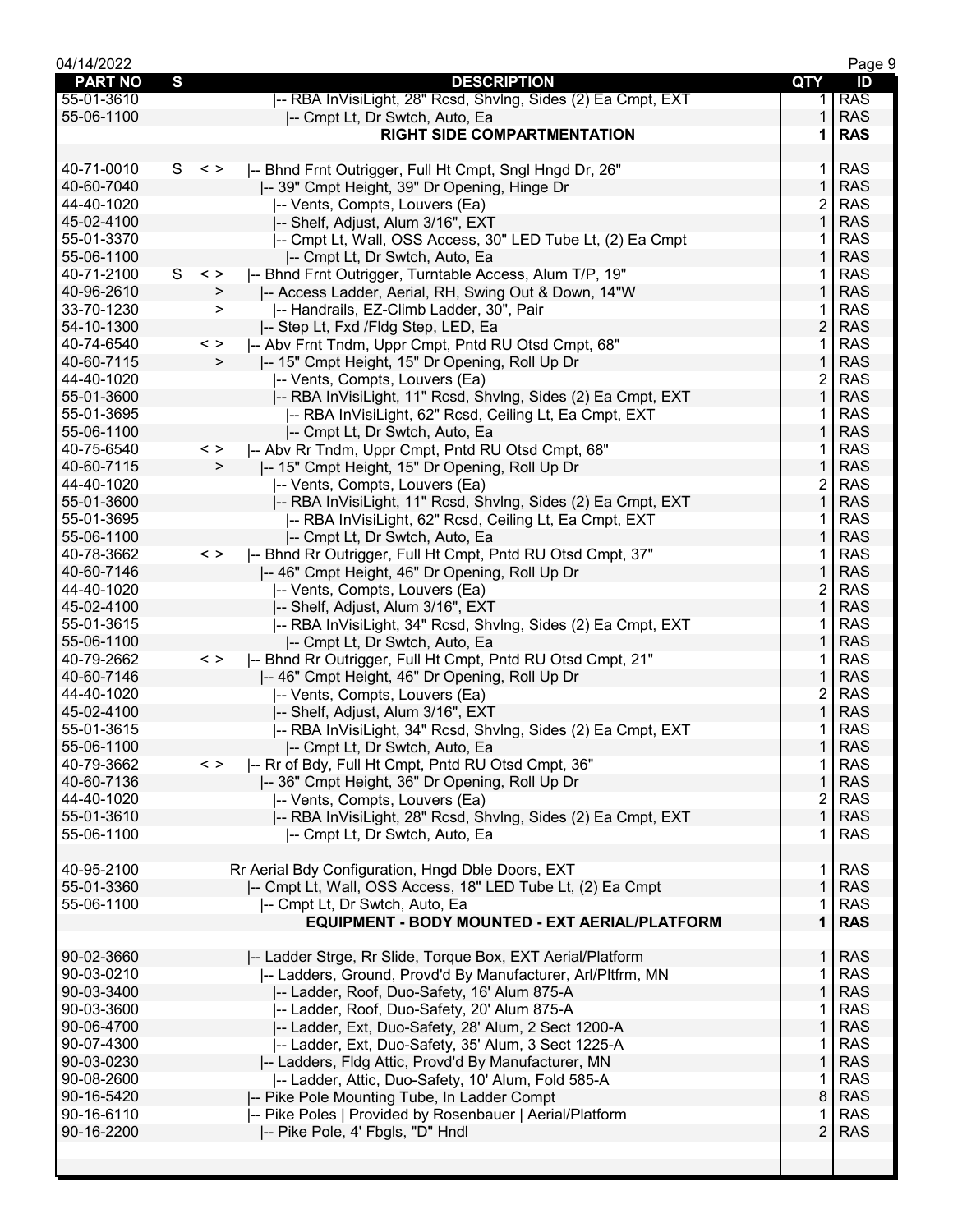| PART NO | S | | DESCRIPTION | QTY | ID |
|---|---|---|---|---|---|
| 55-01-3610 | | | \|-- RBA InVisiLight, 28" Rcsd, Shvlng, Sides (2) Ea Cmpt, EXT | 1 | RAS |
| 55-06-1100 | | | \|-- Cmpt Lt, Dr Swtch, Auto, Ea | 1 | RAS |
| | | | **RIGHT SIDE COMPARTMENTATION** | **1** | **RAS** |
| | | | | | |
| 40-71-0010 | S | < > | \|-- Bhnd Frnt Outrigger, Full Ht Cmpt, Sngl Hngd Dr, 26" | 1 | RAS |
| 40-60-7040 | | | \|-- 39" Cmpt Height, 39" Dr Opening, Hinge Dr | 1 | RAS |
| 44-40-1020 | | | \|-- Vents, Compts, Louvers (Ea) | 2 | RAS |
| 45-02-4100 | | | \|-- Shelf, Adjust, Alum 3/16", EXT | 1 | RAS |
| 55-01-3370 | | | \|-- Cmpt Lt, Wall, OSS Access, 30" LED Tube Lt, (2) Ea Cmpt | 1 | RAS |
| 55-06-1100 | | | \|-- Cmpt Lt, Dr Swtch, Auto, Ea | 1 | RAS |
| 40-71-2100 | S | < > | \|-- Bhnd Frnt Outrigger, Turntable Access, Alum T/P, 19" | 1 | RAS |
| 40-96-2610 | | > | \|-- Access Ladder, Aerial, RH, Swing Out & Down, 14"W | 1 | RAS |
| 33-70-1230 | | > | \|-- Handrails, EZ-Climb Ladder, 30", Pair | 1 | RAS |
| 54-10-1300 | | | \|-- Step Lt, Fxd /Fldg Step, LED, Ea | 2 | RAS |
| 40-74-6540 | | < > | \|-- Abv Frnt Tndm, Uppr Cmpt, Pntd RU Otsd Cmpt, 68" | 1 | RAS |
| 40-60-7115 | | > | \|-- 15" Cmpt Height, 15" Dr Opening, Roll Up Dr | 1 | RAS |
| 44-40-1020 | | | \|-- Vents, Compts, Louvers (Ea) | 2 | RAS |
| 55-01-3600 | | | \|-- RBA InVisiLight, 11" Rcsd, Shvlng, Sides (2) Ea Cmpt, EXT | 1 | RAS |
| 55-01-3695 | | | \|-- RBA InVisiLight, 62" Rcsd, Ceiling Lt, Ea Cmpt, EXT | 1 | RAS |
| 55-06-1100 | | | \|-- Cmpt Lt, Dr Swtch, Auto, Ea | 1 | RAS |
| 40-75-6540 | | < > | \|-- Abv Rr Tndm, Uppr Cmpt, Pntd RU Otsd Cmpt, 68" | 1 | RAS |
| 40-60-7115 | | > | \|-- 15" Cmpt Height, 15" Dr Opening, Roll Up Dr | 1 | RAS |
| 44-40-1020 | | | \|-- Vents, Compts, Louvers (Ea) | 2 | RAS |
| 55-01-3600 | | | \|-- RBA InVisiLight, 11" Rcsd, Shvlng, Sides (2) Ea Cmpt, EXT | 1 | RAS |
| 55-01-3695 | | | \|-- RBA InVisiLight, 62" Rcsd, Ceiling Lt, Ea Cmpt, EXT | 1 | RAS |
| 55-06-1100 | | | \|-- Cmpt Lt, Dr Swtch, Auto, Ea | 1 | RAS |
| 40-78-3662 | | < > | \|-- Bhnd Rr Outrigger, Full Ht Cmpt, Pntd RU Otsd Cmpt, 37" | 1 | RAS |
| 40-60-7146 | | | \|-- 46" Cmpt Height, 46" Dr Opening, Roll Up Dr | 1 | RAS |
| 44-40-1020 | | | \|-- Vents, Compts, Louvers (Ea) | 2 | RAS |
| 45-02-4100 | | | \|-- Shelf, Adjust, Alum 3/16", EXT | 1 | RAS |
| 55-01-3615 | | | \|-- RBA InVisiLight, 34" Rcsd, Shvlng, Sides (2) Ea Cmpt, EXT | 1 | RAS |
| 55-06-1100 | | | \|-- Cmpt Lt, Dr Swtch, Auto, Ea | 1 | RAS |
| 40-79-2662 | | < > | \|-- Bhnd Rr Outrigger, Full Ht Cmpt, Pntd RU Otsd Cmpt, 21" | 1 | RAS |
| 40-60-7146 | | | \|-- 46" Cmpt Height, 46" Dr Opening, Roll Up Dr | 1 | RAS |
| 44-40-1020 | | | \|-- Vents, Compts, Louvers (Ea) | 2 | RAS |
| 45-02-4100 | | | \|-- Shelf, Adjust, Alum 3/16", EXT | 1 | RAS |
| 55-01-3615 | | | \|-- RBA InVisiLight, 34" Rcsd, Shvlng, Sides (2) Ea Cmpt, EXT | 1 | RAS |
| 55-06-1100 | | | \|-- Cmpt Lt, Dr Swtch, Auto, Ea | 1 | RAS |
| 40-79-3662 | | < > | \|-- Rr of Bdy, Full Ht Cmpt, Pntd RU Otsd Cmpt, 36" | 1 | RAS |
| 40-60-7136 | | | \|-- 36" Cmpt Height, 36" Dr Opening, Roll Up Dr | 1 | RAS |
| 44-40-1020 | | | \|-- Vents, Compts, Louvers (Ea) | 2 | RAS |
| 55-01-3610 | | | \|-- RBA InVisiLight, 28" Rcsd, Shvlng, Sides (2) Ea Cmpt, EXT | 1 | RAS |
| 55-06-1100 | | | \|-- Cmpt Lt, Dr Swtch, Auto, Ea | 1 | RAS |
| | | | | | |
| 40-95-2100 | | | Rr Aerial Bdy Configuration, Hngd Dble Doors, EXT | 1 | RAS |
| 55-01-3360 | | | \|-- Cmpt Lt, Wall, OSS Access, 18" LED Tube Lt, (2) Ea Cmpt | 1 | RAS |
| 55-06-1100 | | | \|-- Cmpt Lt, Dr Swtch, Auto, Ea | 1 | RAS |
| | | | **EQUIPMENT - BODY MOUNTED - EXT AERIAL/PLATFORM** | **1** | **RAS** |
| | | | | | |
| 90-02-3660 | | | \|-- Ladder Strge, Rr Slide, Torque Box, EXT Aerial/Platform | 1 | RAS |
| 90-03-0210 | | | \|-- Ladders, Ground, Provd'd By Manufacturer, Arl/Pltfrm, MN | 1 | RAS |
| 90-03-3400 | | | \|-- Ladder, Roof, Duo-Safety, 16' Alum 875-A | 1 | RAS |
| 90-03-3600 | | | \|-- Ladder, Roof, Duo-Safety, 20' Alum 875-A | 1 | RAS |
| 90-06-4700 | | | \|-- Ladder, Ext, Duo-Safety, 28' Alum, 2 Sect 1200-A | 1 | RAS |
| 90-07-4300 | | | \|-- Ladder, Ext, Duo-Safety, 35' Alum, 3 Sect 1225-A | 1 | RAS |
| 90-03-0230 | | | \|-- Ladders, Fldg Attic, Provd'd By Manufacturer, MN | 1 | RAS |
| 90-08-2600 | | | \|-- Ladder, Attic, Duo-Safety, 10' Alum, Fold 585-A | 1 | RAS |
| 90-16-5420 | | | \|-- Pike Pole Mounting Tube, In Ladder Compt | 8 | RAS |
| 90-16-6110 | | | \|-- Pike Poles \| Provided by Rosenbauer \| Aerial/Platform | 1 | RAS |
| 90-16-2200 | | | \|-- Pike Pole, 4' Fbgls, "D" Hndl | 2 | RAS |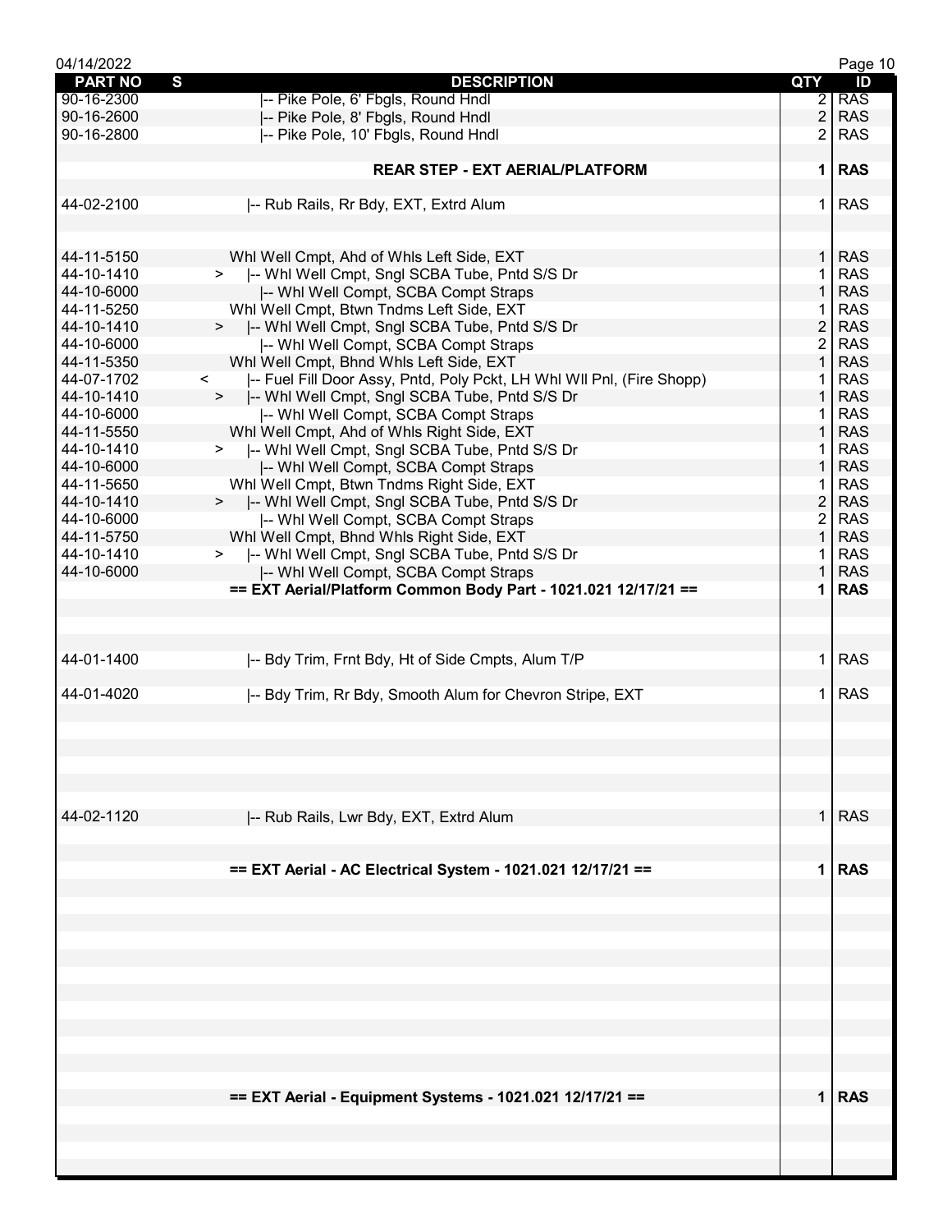| PART NO | S | DESCRIPTION | QTY | ID |
|---|---|---|---|---|
| 90-16-2300 | | \|-- Pike Pole, 6' Fbgls, Round Hndl | 2 | RAS |
| 90-16-2600 | | \|-- Pike Pole, 8' Fbgls, Round Hndl | 2 | RAS |
| 90-16-2800 | | \|-- Pike Pole, 10' Fbgls, Round Hndl | 2 | RAS |
| | | | | |
| | | **REAR STEP - EXT AERIAL/PLATFORM** | **1** | **RAS** |
| | | | | |
| 44-02-2100 | | \|-- Rub Rails, Rr Bdy, EXT, Extrd Alum | 1 | RAS |
| | | | | |
| 44-11-5150 | | Whl Well Cmpt, Ahd of Whls Left Side, EXT | 1 | RAS |
| 44-10-1410 | > | \|-- Whl Well Cmpt, Sngl SCBA Tube, Pntd S/S Dr | 1 | RAS |
| 44-10-6000 | | \|-- Whl Well Compt, SCBA Compt Straps | 1 | RAS |
| 44-11-5250 | | Whl Well Cmpt, Btwn Tndms Left Side, EXT | 1 | RAS |
| 44-10-1410 | > | \|-- Whl Well Cmpt, Sngl SCBA Tube, Pntd S/S Dr | 2 | RAS |
| 44-10-6000 | | \|-- Whl Well Compt, SCBA Compt Straps | 2 | RAS |
| 44-11-5350 | | Whl Well Cmpt, Bhnd Whls Left Side, EXT | 1 | RAS |
| 44-07-1702 | < | \|-- Fuel Fill Door Assy, Pntd, Poly Pckt, LH Whl Wll Pnl, (Fire Shopp) | 1 | RAS |
| 44-10-1410 | > | \|-- Whl Well Cmpt, Sngl SCBA Tube, Pntd S/S Dr | 1 | RAS |
| 44-10-6000 | | \|-- Whl Well Compt, SCBA Compt Straps | 1 | RAS |
| 44-11-5550 | | Whl Well Cmpt, Ahd of Whls Right Side, EXT | 1 | RAS |
| 44-10-1410 | > | \|-- Whl Well Cmpt, Sngl SCBA Tube, Pntd S/S Dr | 1 | RAS |
| 44-10-6000 | | \|-- Whl Well Compt, SCBA Compt Straps | 1 | RAS |
| 44-11-5650 | | Whl Well Cmpt, Btwn Tndms Right Side, EXT | 1 | RAS |
| 44-10-1410 | > | \|-- Whl Well Cmpt, Sngl SCBA Tube, Pntd S/S Dr | 2 | RAS |
| 44-10-6000 | | \|-- Whl Well Compt, SCBA Compt Straps | 2 | RAS |
| 44-11-5750 | | Whl Well Cmpt, Bhnd Whls Right Side, EXT | 1 | RAS |
| 44-10-1410 | > | \|-- Whl Well Cmpt, Sngl SCBA Tube, Pntd S/S Dr | 1 | RAS |
| 44-10-6000 | | \|-- Whl Well Compt, SCBA Compt Straps | 1 | RAS |
| | | **== EXT Aerial/Platform Common Body Part - 1021.021 12/17/21 ==** | **1** | **RAS** |
| | | | | |
| 44-01-1400 | | \|-- Bdy Trim, Frnt Bdy, Ht of Side Cmpts, Alum T/P | 1 | RAS |
| | | | | |
| 44-01-4020 | | \|-- Bdy Trim, Rr Bdy, Smooth Alum for Chevron Stripe, EXT | 1 | RAS |
| | | | | |
| 44-02-1120 | | \|-- Rub Rails, Lwr Bdy, EXT, Extrd Alum | 1 | RAS |
| | | | | |
| | | **== EXT Aerial - AC Electrical System - 1021.021 12/17/21 ==** | **1** | **RAS** |
| | | | | |
| | | **== EXT Aerial - Equipment Systems - 1021.021 12/17/21 ==** | **1** | **RAS** |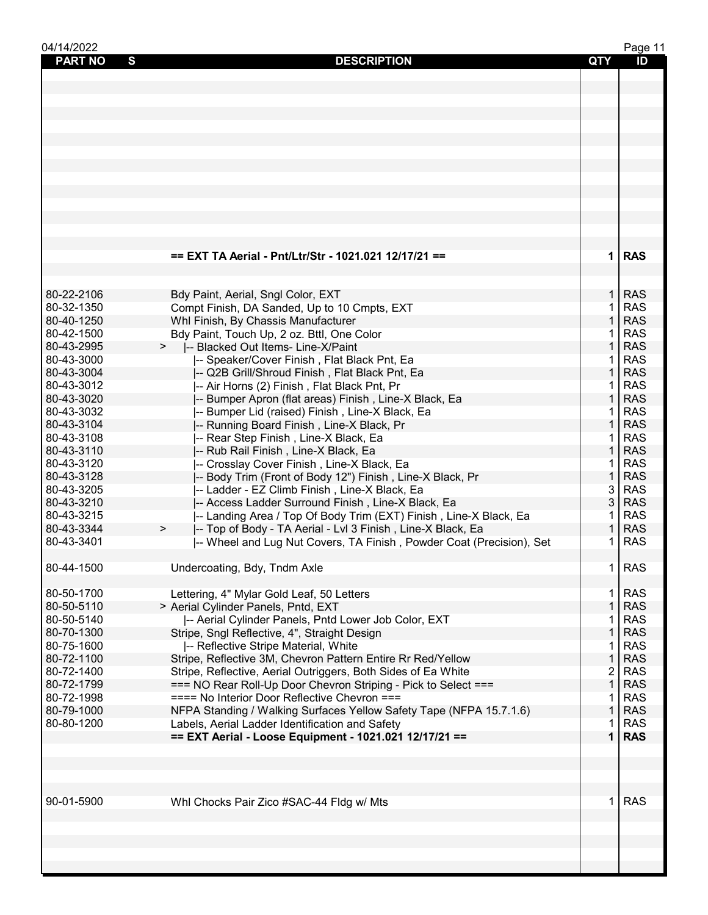| PART NO | S | DESCRIPTION | QTY | ID |
|---|---|---|---|---|
| | | **== EXT TA Aerial - Pnt/Ltr/Str - 1021.021 12/17/21 ==** | **1** | **RAS** |
| 80-22-2106 | | Bdy Paint, Aerial, Sngl Color, EXT | 1 | RAS |
| 80-32-1350 | | Compt Finish, DA Sanded, Up to 10 Cmpts, EXT | 1 | RAS |
| 80-40-1250 | | Whl Finish, By Chassis Manufacturer | 1 | RAS |
| 80-42-1500 | | Bdy Paint, Touch Up, 2 oz. Bttl, One Color | 1 | RAS |
| 80-43-2995 | > | \|-- Blacked Out Items- Line-X/Paint | 1 | RAS |
| 80-43-3000 | | \|-- Speaker/Cover Finish , Flat Black Pnt, Ea | 1 | RAS |
| 80-43-3004 | | \|-- Q2B Grill/Shroud Finish , Flat Black Pnt, Ea | 1 | RAS |
| 80-43-3012 | | \|-- Air Horns (2) Finish , Flat Black Pnt, Pr | 1 | RAS |
| 80-43-3020 | | \|-- Bumper Apron (flat areas) Finish , Line-X Black, Ea | 1 | RAS |
| 80-43-3032 | | \|-- Bumper Lid (raised) Finish , Line-X Black, Ea | 1 | RAS |
| 80-43-3104 | | \|-- Running Board Finish , Line-X Black, Pr | 1 | RAS |
| 80-43-3108 | | \|-- Rear Step Finish , Line-X Black, Ea | 1 | RAS |
| 80-43-3110 | | \|-- Rub Rail Finish , Line-X Black, Ea | 1 | RAS |
| 80-43-3120 | | \|-- Crosslay Cover Finish , Line-X Black, Ea | 1 | RAS |
| 80-43-3128 | | \|-- Body Trim (Front of Body 12") Finish , Line-X Black, Pr | 1 | RAS |
| 80-43-3205 | | \|-- Ladder - EZ Climb Finish , Line-X Black, Ea | 3 | RAS |
| 80-43-3210 | | \|-- Access Ladder Surround Finish , Line-X Black, Ea | 3 | RAS |
| 80-43-3215 | | \|-- Landing Area / Top Of Body Trim (EXT) Finish , Line-X Black, Ea | 1 | RAS |
| 80-43-3344 | > | \|-- Top of Body - TA Aerial - Lvl 3 Finish , Line-X Black, Ea | 1 | RAS |
| 80-43-3401 | | \|-- Wheel and Lug Nut Covers, TA Finish , Powder Coat (Precision), Set | 1 | RAS |
| 80-44-1500 | | Undercoating, Bdy, Tndm Axle | 1 | RAS |
| 80-50-1700 | | Lettering, 4" Mylar Gold Leaf, 50 Letters | 1 | RAS |
| 80-50-5110 | | > Aerial Cylinder Panels, Pntd, EXT | 1 | RAS |
| 80-50-5140 | | \|-- Aerial Cylinder Panels, Pntd Lower Job Color, EXT | 1 | RAS |
| 80-70-1300 | | Stripe, Sngl Reflective, 4", Straight Design | 1 | RAS |
| 80-75-1600 | | \|-- Reflective Stripe Material, White | 1 | RAS |
| 80-72-1100 | | Stripe, Reflective 3M, Chevron Pattern Entire Rr Red/Yellow | 1 | RAS |
| 80-72-1400 | | Stripe, Reflective, Aerial Outriggers, Both Sides of Ea White | 2 | RAS |
| 80-72-1799 | | === NO Rear Roll-Up Door Chevron Striping - Pick to Select === | 1 | RAS |
| 80-72-1998 | | ==== No Interior Door Reflective Chevron === | 1 | RAS |
| 80-79-1000 | | NFPA Standing / Walking Surfaces Yellow Safety Tape (NFPA 15.7.1.6) | 1 | RAS |
| 80-80-1200 | | Labels, Aerial Ladder Identification and Safety | 1 | RAS |
| | | **== EXT Aerial - Loose Equipment - 1021.021 12/17/21 ==** | **1** | **RAS** |
| 90-01-5900 | | Whl Chocks Pair Zico #SAC-44 Fldg w/ Mts | 1 | RAS |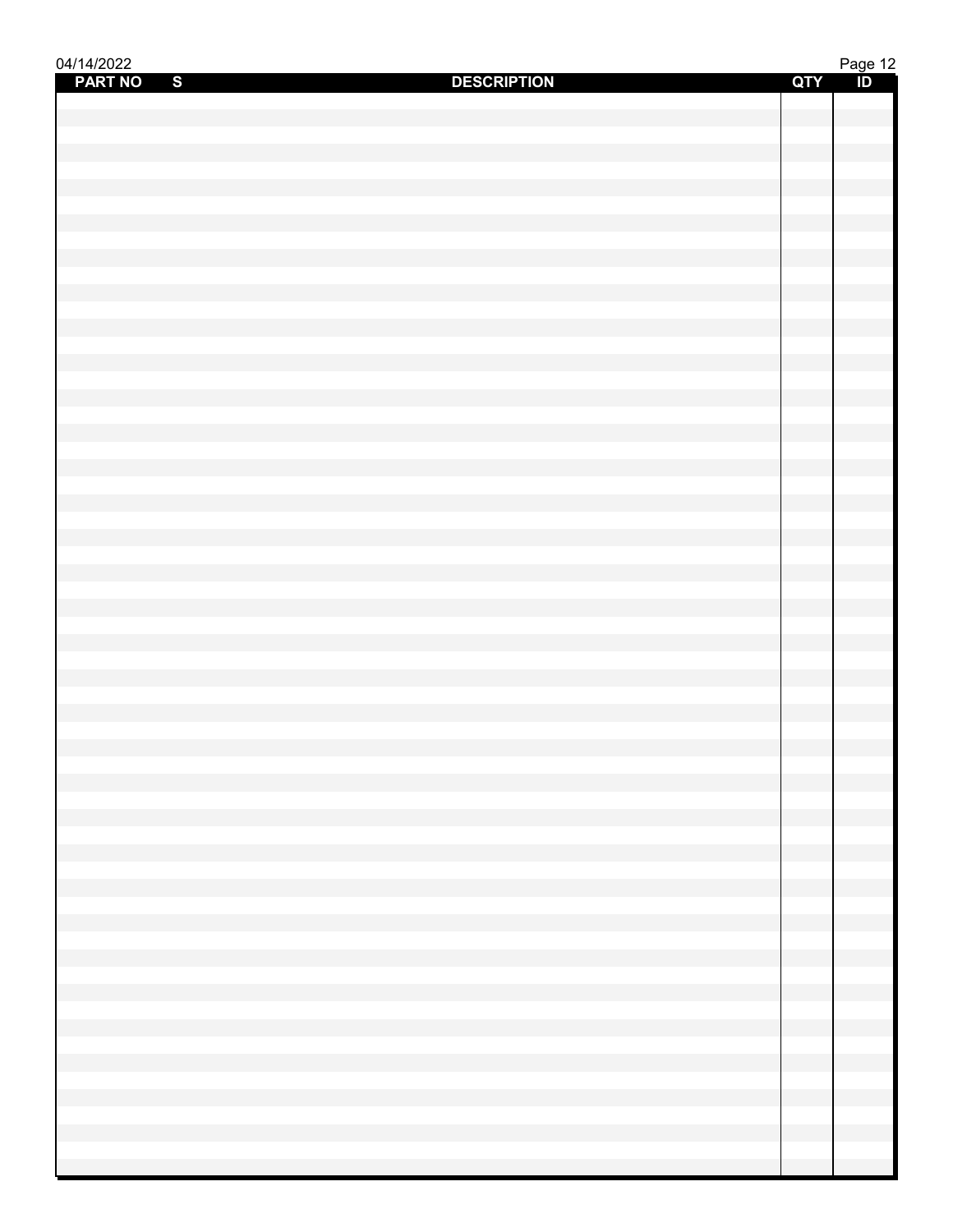| PART NO | S | DESCRIPTION | QTY | ID |
|---|---|---|---|---|